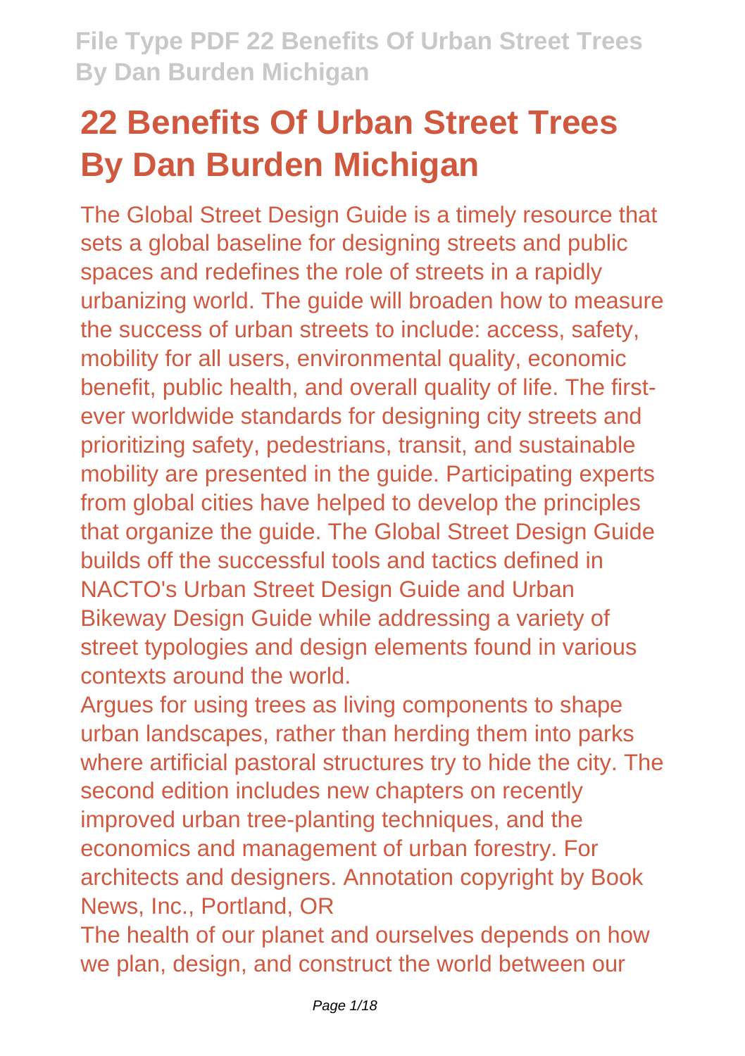# 22 Benefits Of Urban Street Trees By Dan Burden Michigan

The Global Street Design Guide is a timely resource that sets a global baseline for designing streets and public spaces and redefines the role of streets in a rapidly urbanizing world. The guide will broaden how to measure the success of urban streets to include: access, safety, mobility for all users, environmental quality, economic benefit, public health, and overall quality of life. The first-ever worldwide standards for designing city streets and prioritizing safety, pedestrians, transit, and sustainable mobility are presented in the guide. Participating experts from global cities have helped to develop the principles that organize the guide. The Global Street Design Guide builds off the successful tools and tactics defined in NACTO's Urban Street Design Guide and Urban Bikeway Design Guide while addressing a variety of street typologies and design elements found in various contexts around the world.

Argues for using trees as living components to shape urban landscapes, rather than herding them into parks where artificial pastoral structures try to hide the city. The second edition includes new chapters on recently improved urban tree-planting techniques, and the economics and management of urban forestry. For architects and designers. Annotation copyright by Book News, Inc., Portland, OR

The health of our planet and ourselves depends on how we plan, design, and construct the world between our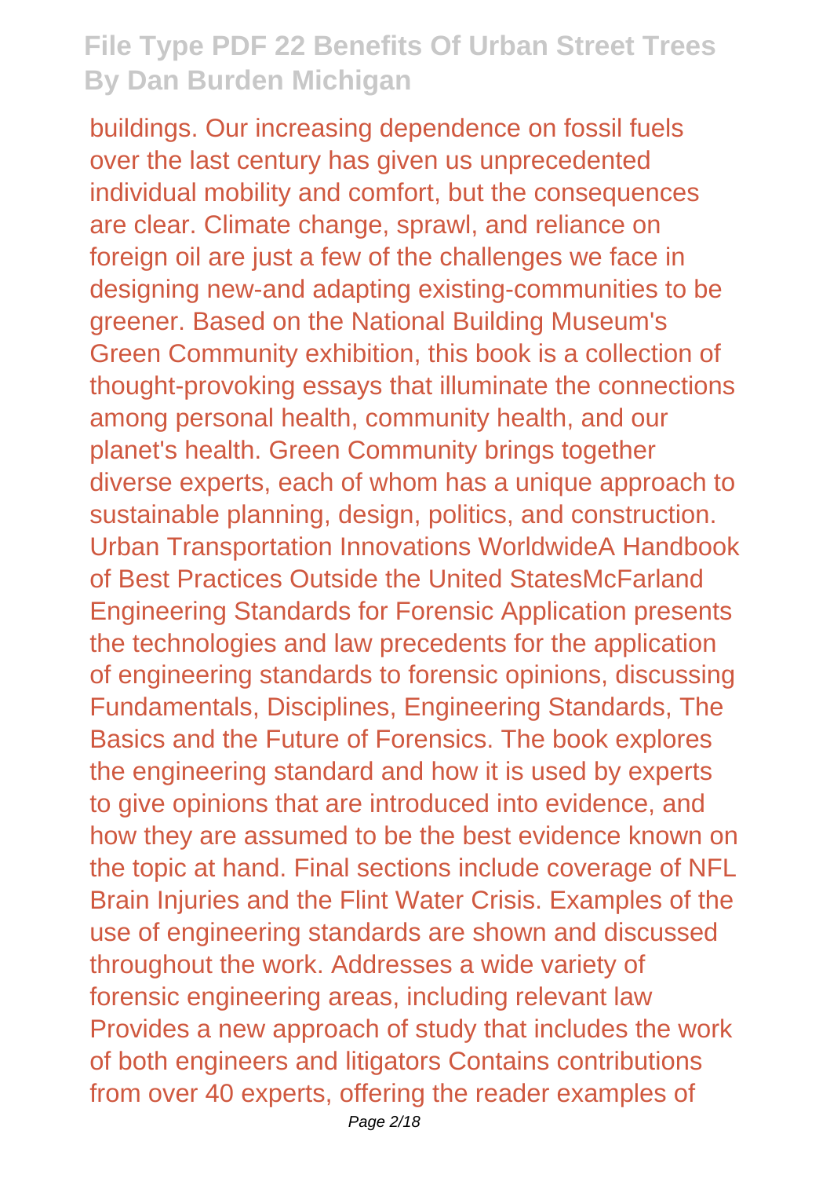buildings. Our increasing dependence on fossil fuels over the last century has given us unprecedented individual mobility and comfort, but the consequences are clear. Climate change, sprawl, and reliance on foreign oil are just a few of the challenges we face in designing new-and adapting existing-communities to be greener. Based on the National Building Museum's Green Community exhibition, this book is a collection of thought-provoking essays that illuminate the connections among personal health, community health, and our planet's health. Green Community brings together diverse experts, each of whom has a unique approach to sustainable planning, design, politics, and construction. Urban Transportation Innovations WorldwideA Handbook of Best Practices Outside the United StatesMcFarland Engineering Standards for Forensic Application presents the technologies and law precedents for the application of engineering standards to forensic opinions, discussing Fundamentals, Disciplines, Engineering Standards, The Basics and the Future of Forensics. The book explores the engineering standard and how it is used by experts to give opinions that are introduced into evidence, and how they are assumed to be the best evidence known on the topic at hand. Final sections include coverage of NFL Brain Injuries and the Flint Water Crisis. Examples of the use of engineering standards are shown and discussed throughout the work. Addresses a wide variety of forensic engineering areas, including relevant law Provides a new approach of study that includes the work of both engineers and litigators Contains contributions from over 40 experts, offering the reader examples of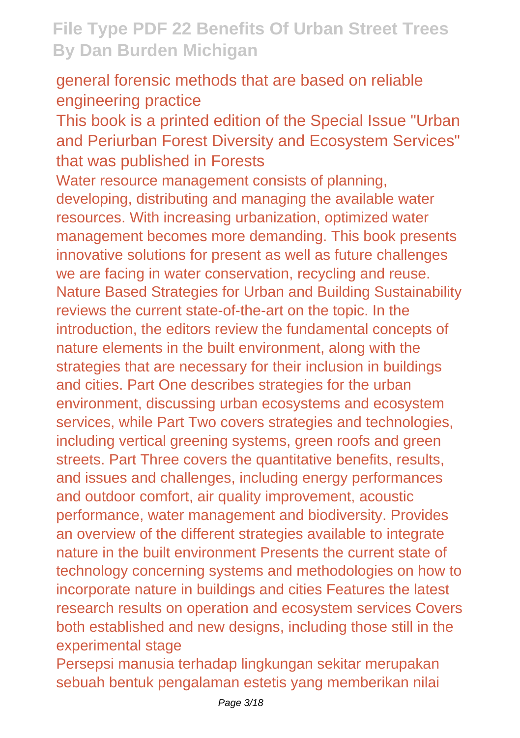general forensic methods that are based on reliable engineering practice

This book is a printed edition of the Special Issue "Urban and Periurban Forest Diversity and Ecosystem Services" that was published in Forests

Water resource management consists of planning, developing, distributing and managing the available water resources. With increasing urbanization, optimized water management becomes more demanding. This book presents innovative solutions for present as well as future challenges we are facing in water conservation, recycling and reuse.

Nature Based Strategies for Urban and Building Sustainability reviews the current state-of-the-art on the topic. In the introduction, the editors review the fundamental concepts of nature elements in the built environment, along with the strategies that are necessary for their inclusion in buildings and cities. Part One describes strategies for the urban environment, discussing urban ecosystems and ecosystem services, while Part Two covers strategies and technologies, including vertical greening systems, green roofs and green streets. Part Three covers the quantitative benefits, results, and issues and challenges, including energy performances and outdoor comfort, air quality improvement, acoustic performance, water management and biodiversity. Provides an overview of the different strategies available to integrate nature in the built environment Presents the current state of technology concerning systems and methodologies on how to incorporate nature in buildings and cities Features the latest research results on operation and ecosystem services Covers both established and new designs, including those still in the experimental stage

Persepsi manusia terhadap lingkungan sekitar merupakan sebuah bentuk pengalaman estetis yang memberikan nilai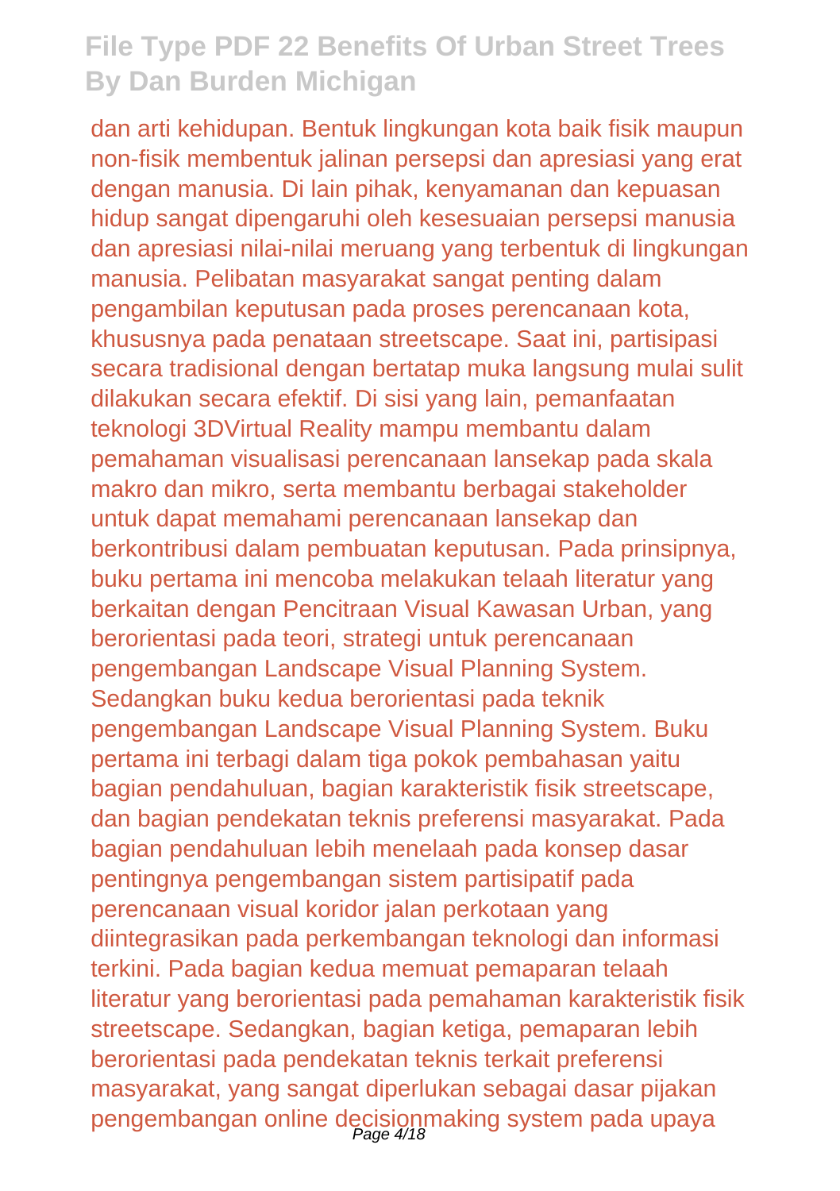dan arti kehidupan. Bentuk lingkungan kota baik fisik maupun non-fisik membentuk jalinan persepsi dan apresiasi yang erat dengan manusia. Di lain pihak, kenyamanan dan kepuasan hidup sangat dipengaruhi oleh kesesuaian persepsi manusia dan apresiasi nilai-nilai meruang yang terbentuk di lingkungan manusia. Pelibatan masyarakat sangat penting dalam pengambilan keputusan pada proses perencanaan kota, khususnya pada penataan streetscape. Saat ini, partisipasi secara tradisional dengan bertatap muka langsung mulai sulit dilakukan secara efektif. Di sisi yang lain, pemanfaatan teknologi 3DVirtual Reality mampu membantu dalam pemahaman visualisasi perencanaan lansekap pada skala makro dan mikro, serta membantu berbagai stakeholder untuk dapat memahami perencanaan lansekap dan berkontribusi dalam pembuatan keputusan. Pada prinsipnya, buku pertama ini mencoba melakukan telaah literatur yang berkaitan dengan Pencitraan Visual Kawasan Urban, yang berorientasi pada teori, strategi untuk perencanaan pengembangan Landscape Visual Planning System. Sedangkan buku kedua berorientasi pada teknik pengembangan Landscape Visual Planning System. Buku pertama ini terbagi dalam tiga pokok pembahasan yaitu bagian pendahuluan, bagian karakteristik fisik streetscape, dan bagian pendekatan teknis preferensi masyarakat. Pada bagian pendahuluan lebih menelaah pada konsep dasar pentingnya pengembangan sistem partisipatif pada perencanaan visual koridor jalan perkotaan yang diintegrasikan pada perkembangan teknologi dan informasi terkini. Pada bagian kedua memuat pemaparan telaah literatur yang berorientasi pada pemahaman karakteristik fisik streetscape. Sedangkan, bagian ketiga, pemaparan lebih berorientasi pada pendekatan teknis terkait preferensi masyarakat, yang sangat diperlukan sebagai dasar pijakan pengembangan online decisionmaking system pada upaya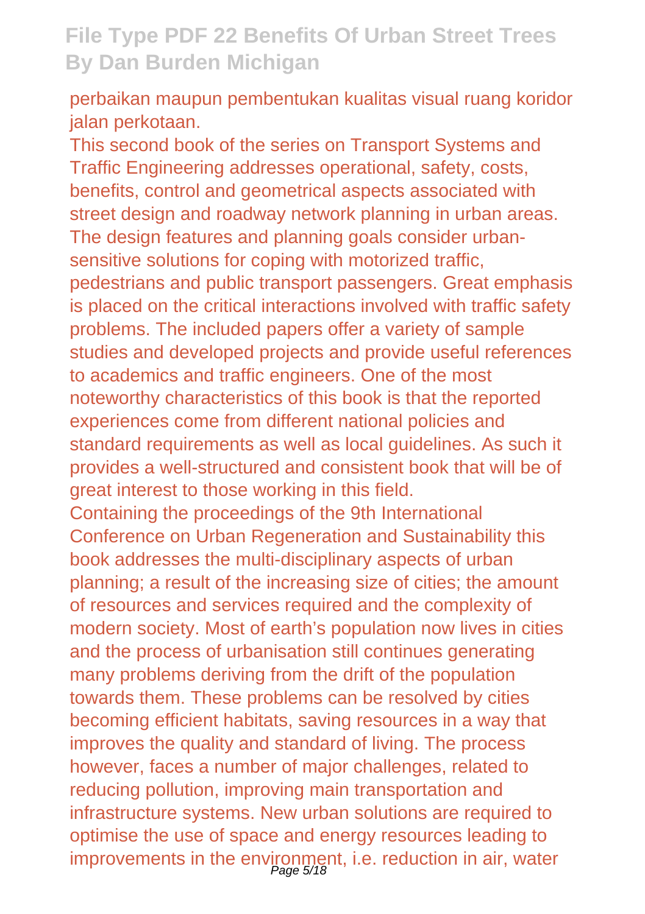perbaikan maupun pembentukan kualitas visual ruang koridor jalan perkotaan.

This second book of the series on Transport Systems and Traffic Engineering addresses operational, safety, costs, benefits, control and geometrical aspects associated with street design and roadway network planning in urban areas. The design features and planning goals consider urban-sensitive solutions for coping with motorized traffic, pedestrians and public transport passengers. Great emphasis is placed on the critical interactions involved with traffic safety problems. The included papers offer a variety of sample studies and developed projects and provide useful references to academics and traffic engineers. One of the most noteworthy characteristics of this book is that the reported experiences come from different national policies and standard requirements as well as local guidelines. As such it provides a well-structured and consistent book that will be of great interest to those working in this field.

Containing the proceedings of the 9th International Conference on Urban Regeneration and Sustainability this book addresses the multi-disciplinary aspects of urban planning; a result of the increasing size of cities; the amount of resources and services required and the complexity of modern society. Most of earth's population now lives in cities and the process of urbanisation still continues generating many problems deriving from the drift of the population towards them. These problems can be resolved by cities becoming efficient habitats, saving resources in a way that improves the quality and standard of living. The process however, faces a number of major challenges, related to reducing pollution, improving main transportation and infrastructure systems. New urban solutions are required to optimise the use of space and energy resources leading to improvements in the environment, i.e. reduction in air, water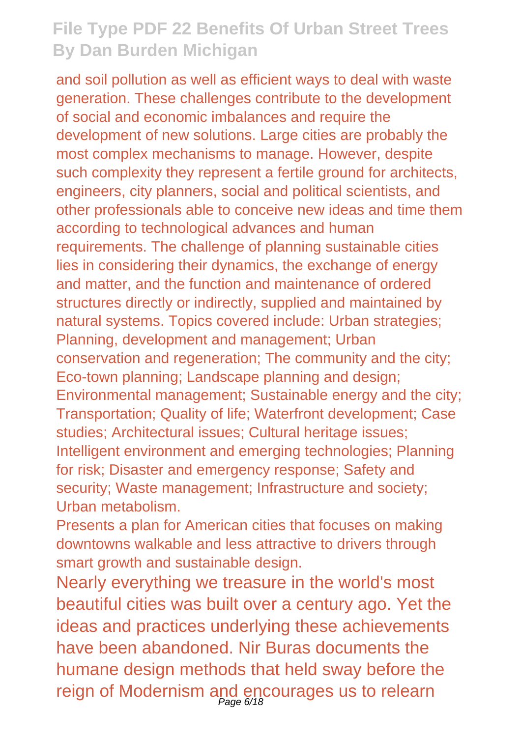and soil pollution as well as efficient ways to deal with waste generation. These challenges contribute to the development of social and economic imbalances and require the development of new solutions. Large cities are probably the most complex mechanisms to manage. However, despite such complexity they represent a fertile ground for architects, engineers, city planners, social and political scientists, and other professionals able to conceive new ideas and time them according to technological advances and human requirements. The challenge of planning sustainable cities lies in considering their dynamics, the exchange of energy and matter, and the function and maintenance of ordered structures directly or indirectly, supplied and maintained by natural systems. Topics covered include: Urban strategies; Planning, development and management; Urban conservation and regeneration; The community and the city; Eco-town planning; Landscape planning and design; Environmental management; Sustainable energy and the city; Transportation; Quality of life; Waterfront development; Case studies; Architectural issues; Cultural heritage issues; Intelligent environment and emerging technologies; Planning for risk; Disaster and emergency response; Safety and security; Waste management; Infrastructure and society; Urban metabolism.

Presents a plan for American cities that focuses on making downtowns walkable and less attractive to drivers through smart growth and sustainable design.

Nearly everything we treasure in the world's most beautiful cities was built over a century ago. Yet the ideas and practices underlying these achievements have been abandoned. Nir Buras documents the humane design methods that held sway before the reign of Modernism and encourages us to relearn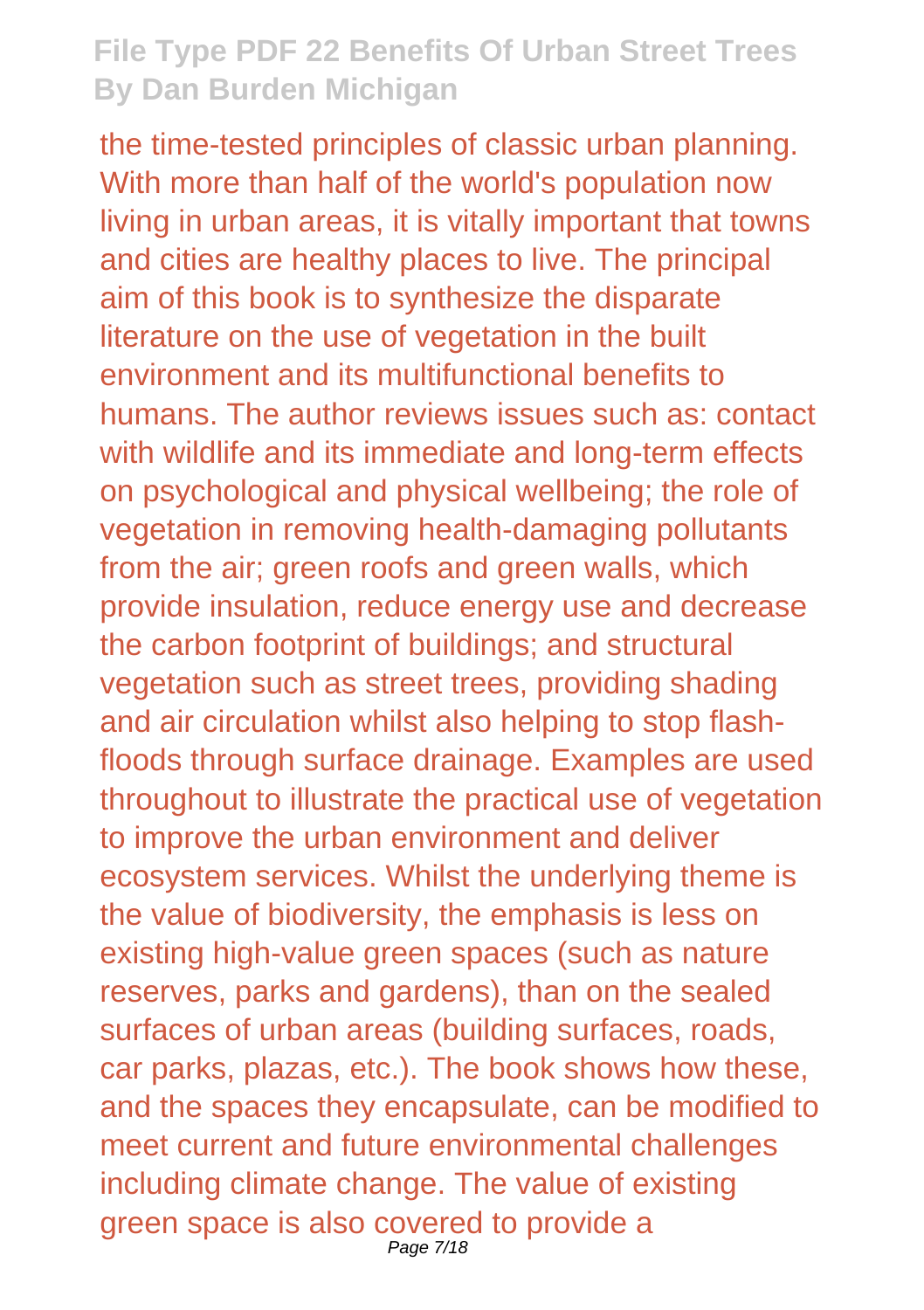the time-tested principles of classic urban planning. With more than half of the world's population now living in urban areas, it is vitally important that towns and cities are healthy places to live. The principal aim of this book is to synthesize the disparate literature on the use of vegetation in the built environment and its multifunctional benefits to humans. The author reviews issues such as: contact with wildlife and its immediate and long-term effects on psychological and physical wellbeing; the role of vegetation in removing health-damaging pollutants from the air; green roofs and green walls, which provide insulation, reduce energy use and decrease the carbon footprint of buildings; and structural vegetation such as street trees, providing shading and air circulation whilst also helping to stop flash-floods through surface drainage. Examples are used throughout to illustrate the practical use of vegetation to improve the urban environment and deliver ecosystem services. Whilst the underlying theme is the value of biodiversity, the emphasis is less on existing high-value green spaces (such as nature reserves, parks and gardens), than on the sealed surfaces of urban areas (building surfaces, roads, car parks, plazas, etc.). The book shows how these, and the spaces they encapsulate, can be modified to meet current and future environmental challenges including climate change. The value of existing green space is also covered to provide a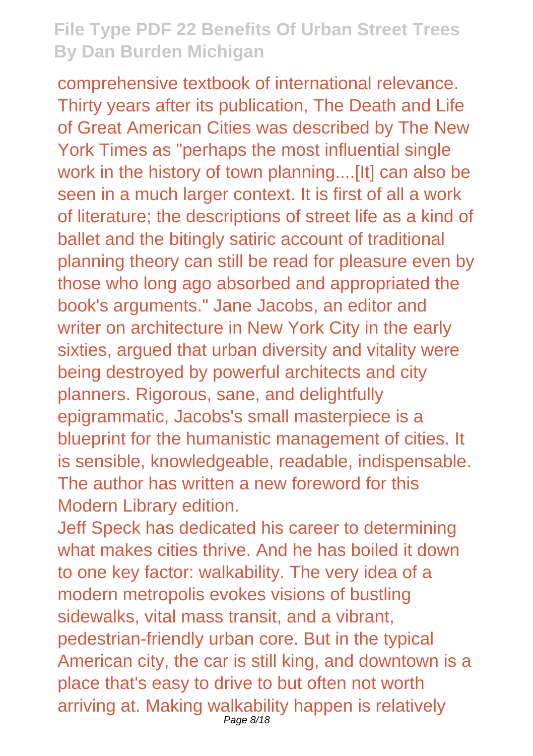comprehensive textbook of international relevance. Thirty years after its publication, The Death and Life of Great American Cities was described by The New York Times as "perhaps the most influential single work in the history of town planning....[It] can also be seen in a much larger context. It is first of all a work of literature; the descriptions of street life as a kind of ballet and the bitingly satiric account of traditional planning theory can still be read for pleasure even by those who long ago absorbed and appropriated the book's arguments." Jane Jacobs, an editor and writer on architecture in New York City in the early sixties, argued that urban diversity and vitality were being destroyed by powerful architects and city planners. Rigorous, sane, and delightfully epigrammatic, Jacobs's small masterpiece is a blueprint for the humanistic management of cities. It is sensible, knowledgeable, readable, indispensable. The author has written a new foreword for this Modern Library edition.

Jeff Speck has dedicated his career to determining what makes cities thrive. And he has boiled it down to one key factor: walkability. The very idea of a modern metropolis evokes visions of bustling sidewalks, vital mass transit, and a vibrant, pedestrian-friendly urban core. But in the typical American city, the car is still king, and downtown is a place that's easy to drive to but often not worth arriving at. Making walkability happen is relatively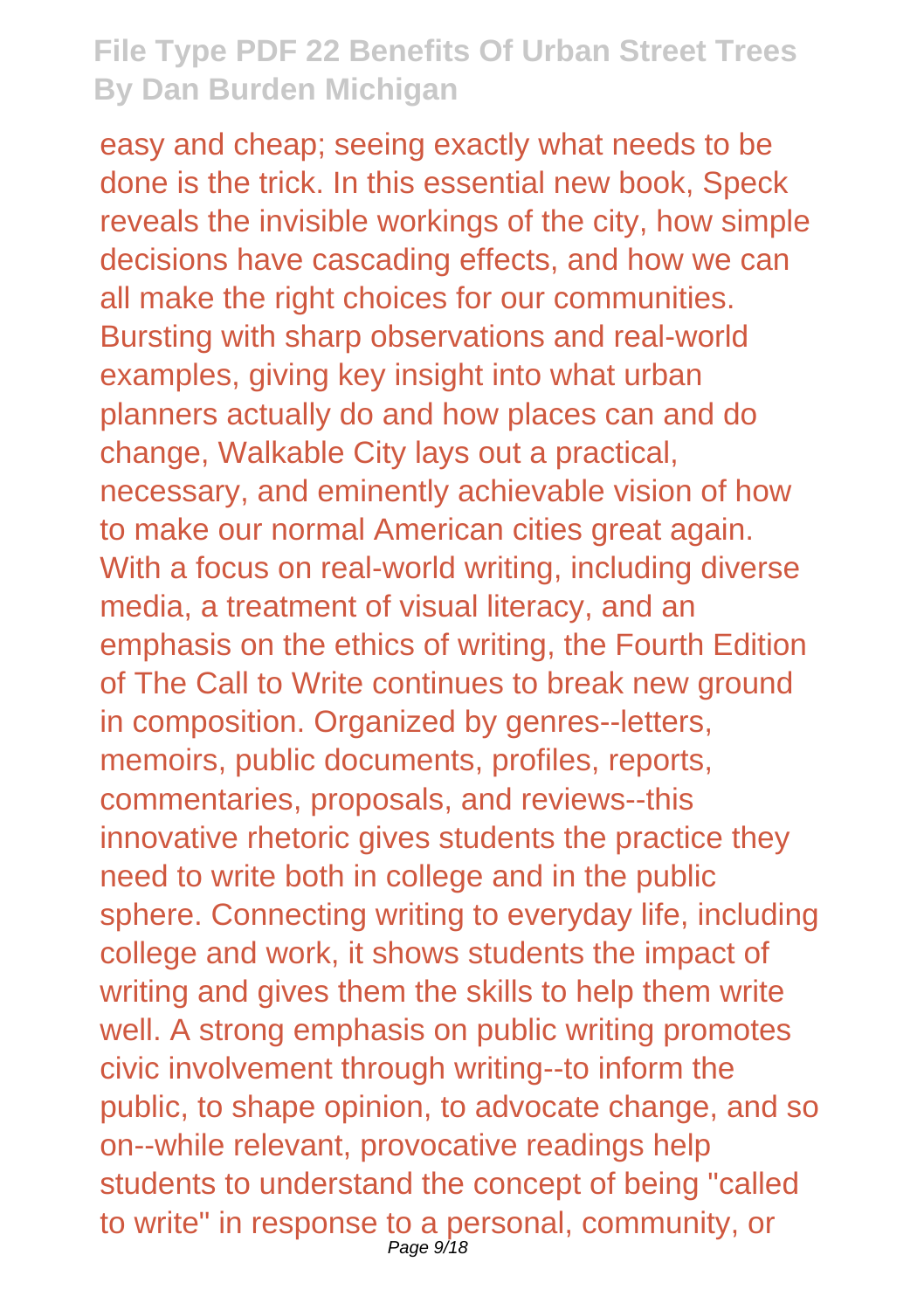easy and cheap; seeing exactly what needs to be done is the trick. In this essential new book, Speck reveals the invisible workings of the city, how simple decisions have cascading effects, and how we can all make the right choices for our communities. Bursting with sharp observations and real-world examples, giving key insight into what urban planners actually do and how places can and do change, Walkable City lays out a practical, necessary, and eminently achievable vision of how to make our normal American cities great again. With a focus on real-world writing, including diverse media, a treatment of visual literacy, and an emphasis on the ethics of writing, the Fourth Edition of The Call to Write continues to break new ground in composition. Organized by genres--letters, memoirs, public documents, profiles, reports, commentaries, proposals, and reviews--this innovative rhetoric gives students the practice they need to write both in college and in the public sphere. Connecting writing to everyday life, including college and work, it shows students the impact of writing and gives them the skills to help them write well. A strong emphasis on public writing promotes civic involvement through writing--to inform the public, to shape opinion, to advocate change, and so on--while relevant, provocative readings help students to understand the concept of being "called to write" in response to a personal, community, or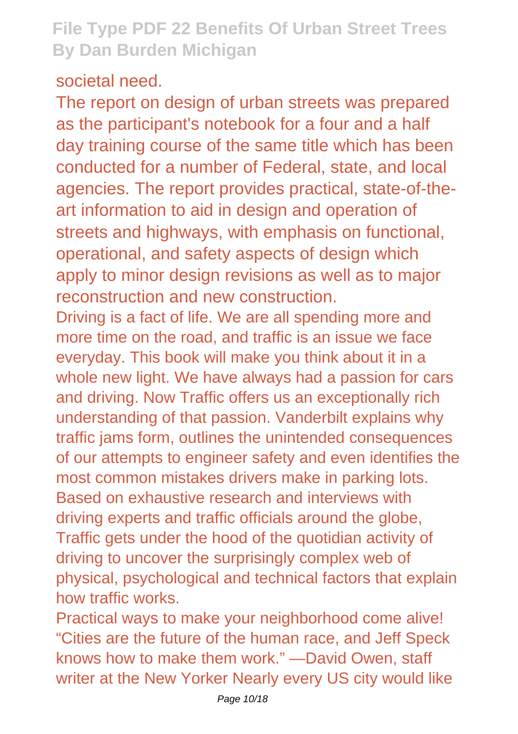societal need.

The report on design of urban streets was prepared as the participant's notebook for a four and a half day training course of the same title which has been conducted for a number of Federal, state, and local agencies. The report provides practical, state-of-the-art information to aid in design and operation of streets and highways, with emphasis on functional, operational, and safety aspects of design which apply to minor design revisions as well as to major reconstruction and new construction.

Driving is a fact of life. We are all spending more and more time on the road, and traffic is an issue we face everyday. This book will make you think about it in a whole new light. We have always had a passion for cars and driving. Now Traffic offers us an exceptionally rich understanding of that passion. Vanderbilt explains why traffic jams form, outlines the unintended consequences of our attempts to engineer safety and even identifies the most common mistakes drivers make in parking lots. Based on exhaustive research and interviews with driving experts and traffic officials around the globe, Traffic gets under the hood of the quotidian activity of driving to uncover the surprisingly complex web of physical, psychological and technical factors that explain how traffic works.

Practical ways to make your neighborhood come alive! “Cities are the future of the human race, and Jeff Speck knows how to make them work.” —David Owen, staff writer at the New Yorker Nearly every US city would like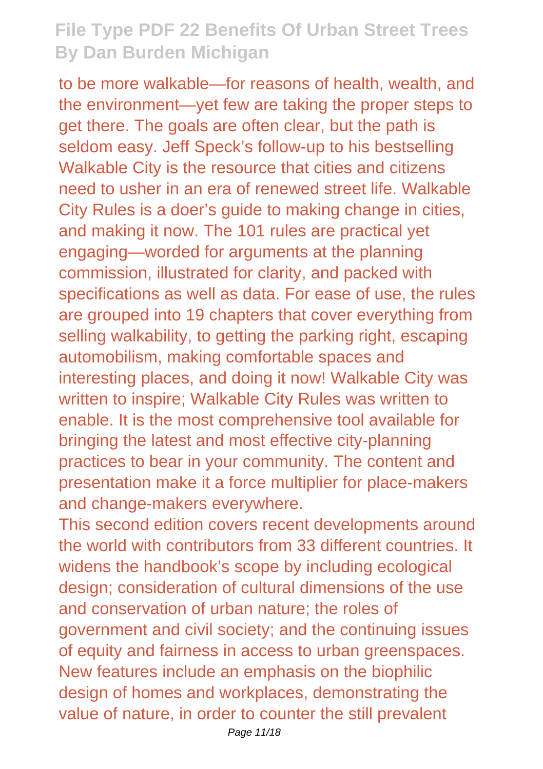to be more walkable—for reasons of health, wealth, and the environment—yet few are taking the proper steps to get there. The goals are often clear, but the path is seldom easy. Jeff Speck's follow-up to his bestselling Walkable City is the resource that cities and citizens need to usher in an era of renewed street life. Walkable City Rules is a doer's guide to making change in cities, and making it now. The 101 rules are practical yet engaging—worded for arguments at the planning commission, illustrated for clarity, and packed with specifications as well as data. For ease of use, the rules are grouped into 19 chapters that cover everything from selling walkability, to getting the parking right, escaping automobilism, making comfortable spaces and interesting places, and doing it now! Walkable City was written to inspire; Walkable City Rules was written to enable. It is the most comprehensive tool available for bringing the latest and most effective city-planning practices to bear in your community. The content and presentation make it a force multiplier for place-makers and change-makers everywhere.

This second edition covers recent developments around the world with contributors from 33 different countries. It widens the handbook's scope by including ecological design; consideration of cultural dimensions of the use and conservation of urban nature; the roles of government and civil society; and the continuing issues of equity and fairness in access to urban greenspaces. New features include an emphasis on the biophilic design of homes and workplaces, demonstrating the value of nature, in order to counter the still prevalent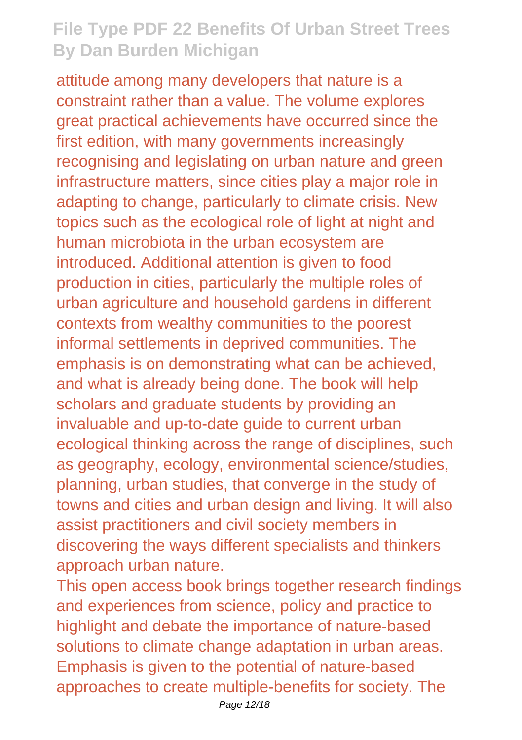attitude among many developers that nature is a constraint rather than a value. The volume explores great practical achievements have occurred since the first edition, with many governments increasingly recognising and legislating on urban nature and green infrastructure matters, since cities play a major role in adapting to change, particularly to climate crisis. New topics such as the ecological role of light at night and human microbiota in the urban ecosystem are introduced. Additional attention is given to food production in cities, particularly the multiple roles of urban agriculture and household gardens in different contexts from wealthy communities to the poorest informal settlements in deprived communities. The emphasis is on demonstrating what can be achieved, and what is already being done. The book will help scholars and graduate students by providing an invaluable and up-to-date guide to current urban ecological thinking across the range of disciplines, such as geography, ecology, environmental science/studies, planning, urban studies, that converge in the study of towns and cities and urban design and living. It will also assist practitioners and civil society members in discovering the ways different specialists and thinkers approach urban nature.

This open access book brings together research findings and experiences from science, policy and practice to highlight and debate the importance of nature-based solutions to climate change adaptation in urban areas. Emphasis is given to the potential of nature-based approaches to create multiple-benefits for society. The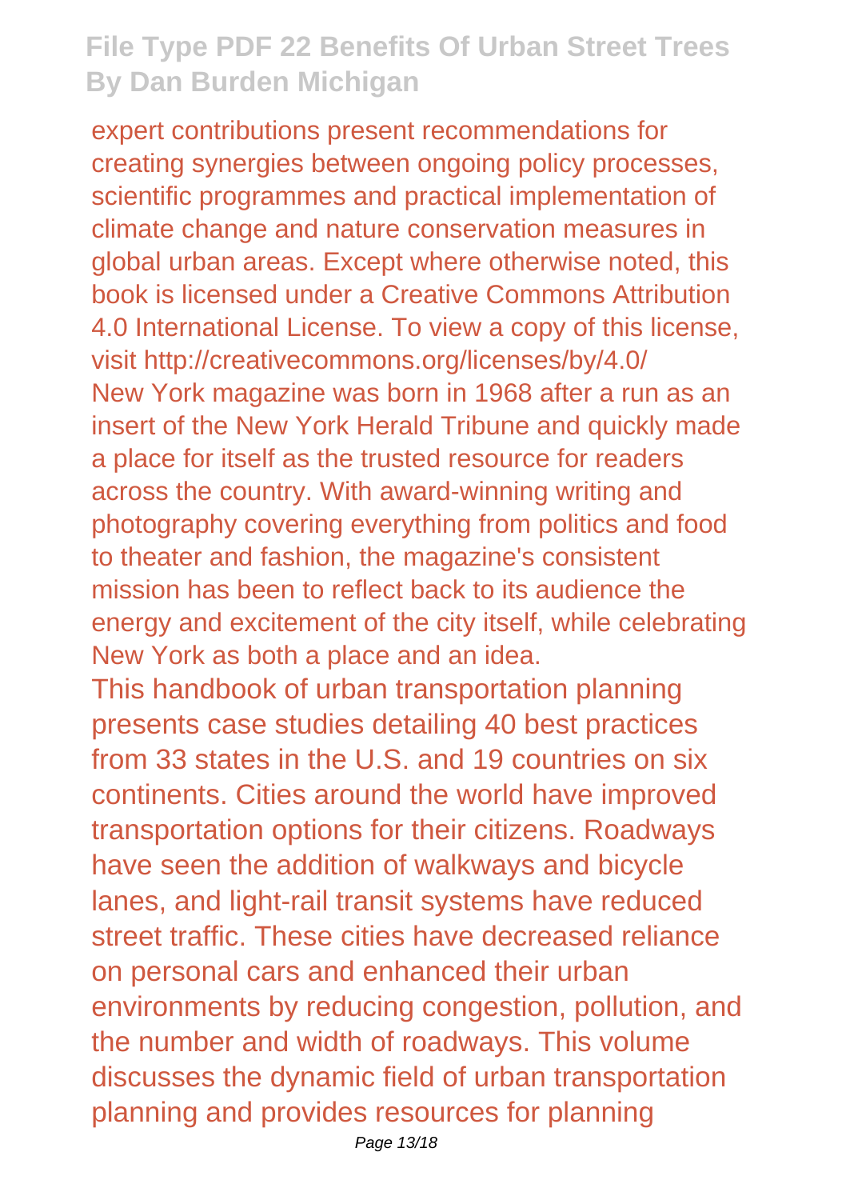expert contributions present recommendations for creating synergies between ongoing policy processes, scientific programmes and practical implementation of climate change and nature conservation measures in global urban areas. Except where otherwise noted, this book is licensed under a Creative Commons Attribution 4.0 International License. To view a copy of this license, visit http://creativecommons.org/licenses/by/4.0/

New York magazine was born in 1968 after a run as an insert of the New York Herald Tribune and quickly made a place for itself as the trusted resource for readers across the country. With award-winning writing and photography covering everything from politics and food to theater and fashion, the magazine's consistent mission has been to reflect back to its audience the energy and excitement of the city itself, while celebrating New York as both a place and an idea.

This handbook of urban transportation planning presents case studies detailing 40 best practices from 33 states in the U.S. and 19 countries on six continents. Cities around the world have improved transportation options for their citizens. Roadways have seen the addition of walkways and bicycle lanes, and light-rail transit systems have reduced street traffic. These cities have decreased reliance on personal cars and enhanced their urban environments by reducing congestion, pollution, and the number and width of roadways. This volume discusses the dynamic field of urban transportation planning and provides resources for planning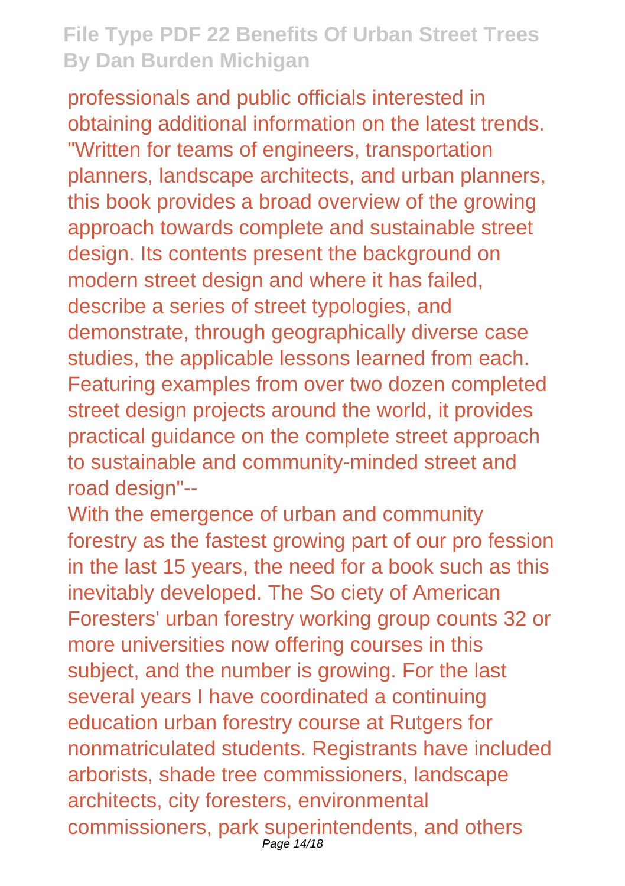professionals and public officials interested in obtaining additional information on the latest trends. "Written for teams of engineers, transportation planners, landscape architects, and urban planners, this book provides a broad overview of the growing approach towards complete and sustainable street design. Its contents present the background on modern street design and where it has failed, describe a series of street typologies, and demonstrate, through geographically diverse case studies, the applicable lessons learned from each. Featuring examples from over two dozen completed street design projects around the world, it provides practical guidance on the complete street approach to sustainable and community-minded street and road design"--

With the emergence of urban and community forestry as the fastest growing part of our pro fession in the last 15 years, the need for a book such as this inevitably developed. The So ciety of American Foresters' urban forestry working group counts 32 or more universities now offering courses in this subject, and the number is growing. For the last several years I have coordinated a continuing education urban forestry course at Rutgers for nonmatriculated students. Registrants have included arborists, shade tree commissioners, landscape architects, city foresters, environmental commissioners, park superintendents, and others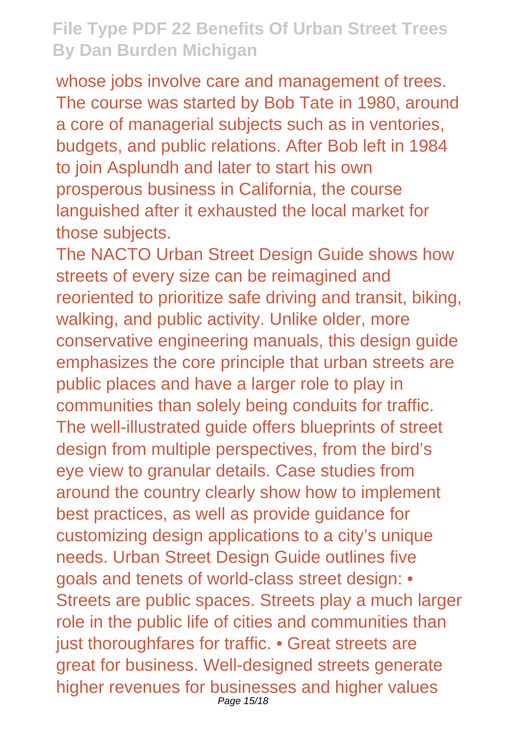whose jobs involve care and management of trees. The course was started by Bob Tate in 1980, around a core of managerial subjects such as in ventories, budgets, and public relations. After Bob left in 1984 to join Asplundh and later to start his own prosperous business in California, the course languished after it exhausted the local market for those subjects.

The NACTO Urban Street Design Guide shows how streets of every size can be reimagined and reoriented to prioritize safe driving and transit, biking, walking, and public activity. Unlike older, more conservative engineering manuals, this design guide emphasizes the core principle that urban streets are public places and have a larger role to play in communities than solely being conduits for traffic. The well-illustrated guide offers blueprints of street design from multiple perspectives, from the bird's eye view to granular details. Case studies from around the country clearly show how to implement best practices, as well as provide guidance for customizing design applications to a city's unique needs. Urban Street Design Guide outlines five goals and tenets of world-class street design: • Streets are public spaces. Streets play a much larger role in the public life of cities and communities than just thoroughfares for traffic. • Great streets are great for business. Well-designed streets generate higher revenues for businesses and higher values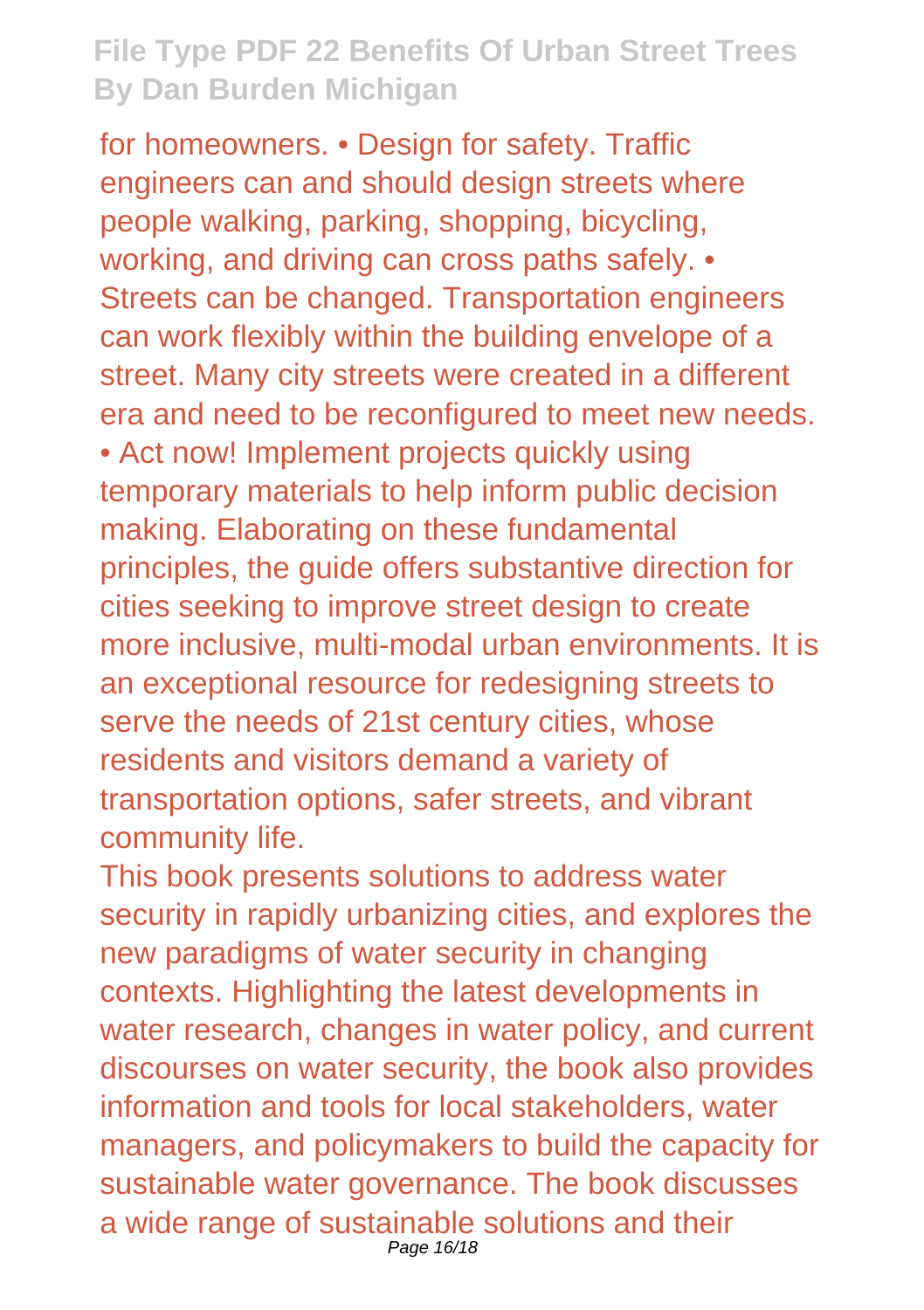for homeowners. • Design for safety. Traffic engineers can and should design streets where people walking, parking, shopping, bicycling, working, and driving can cross paths safely. • Streets can be changed. Transportation engineers can work flexibly within the building envelope of a street. Many city streets were created in a different era and need to be reconfigured to meet new needs. • Act now! Implement projects quickly using temporary materials to help inform public decision making. Elaborating on these fundamental principles, the guide offers substantive direction for cities seeking to improve street design to create more inclusive, multi-modal urban environments. It is an exceptional resource for redesigning streets to serve the needs of 21st century cities, whose residents and visitors demand a variety of transportation options, safer streets, and vibrant community life.

This book presents solutions to address water security in rapidly urbanizing cities, and explores the new paradigms of water security in changing contexts. Highlighting the latest developments in water research, changes in water policy, and current discourses on water security, the book also provides information and tools for local stakeholders, water managers, and policymakers to build the capacity for sustainable water governance. The book discusses a wide range of sustainable solutions and their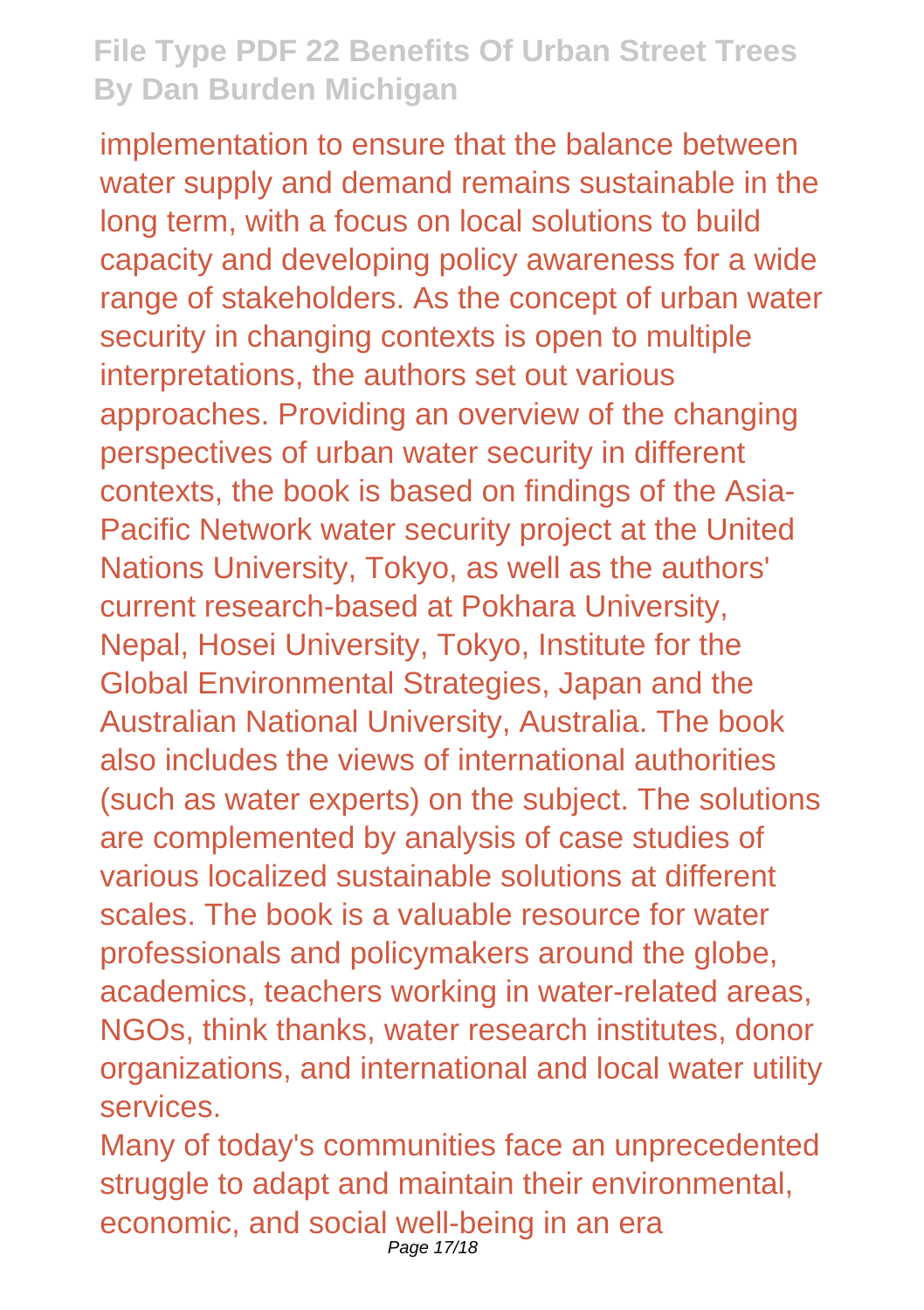implementation to ensure that the balance between water supply and demand remains sustainable in the long term, with a focus on local solutions to build capacity and developing policy awareness for a wide range of stakeholders. As the concept of urban water security in changing contexts is open to multiple interpretations, the authors set out various approaches. Providing an overview of the changing perspectives of urban water security in different contexts, the book is based on findings of the Asia-Pacific Network water security project at the United Nations University, Tokyo, as well as the authors' current research-based at Pokhara University, Nepal, Hosei University, Tokyo, Institute for the Global Environmental Strategies, Japan and the Australian National University, Australia. The book also includes the views of international authorities (such as water experts) on the subject. The solutions are complemented by analysis of case studies of various localized sustainable solutions at different scales. The book is a valuable resource for water professionals and policymakers around the globe, academics, teachers working in water-related areas, NGOs, think thanks, water research institutes, donor organizations, and international and local water utility services.

Many of today's communities face an unprecedented struggle to adapt and maintain their environmental, economic, and social well-being in an era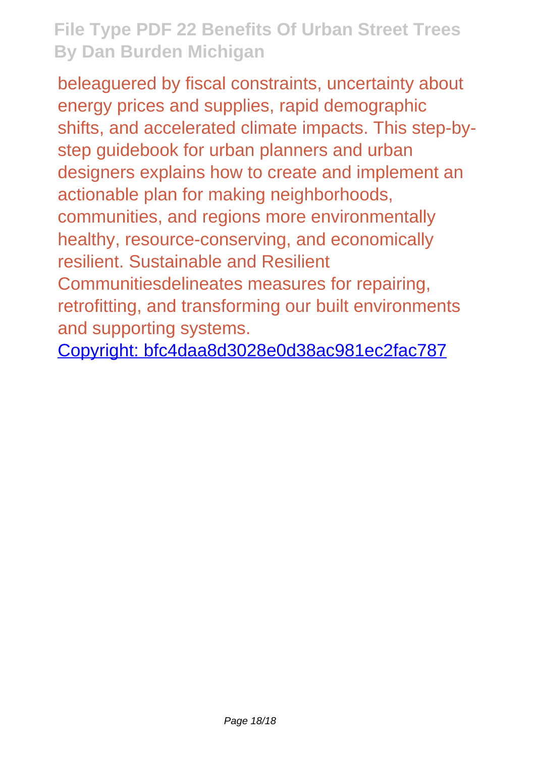beleaguered by fiscal constraints, uncertainty about energy prices and supplies, rapid demographic shifts, and accelerated climate impacts. This step-by-step guidebook for urban planners and urban designers explains how to create and implement an actionable plan for making neighborhoods, communities, and regions more environmentally healthy, resource-conserving, and economically resilient. Sustainable and Resilient Communitiesdelineates measures for repairing, retrofitting, and transforming our built environments and supporting systems.

Copyright: bfc4daa8d3028e0d38ac981ec2fac787